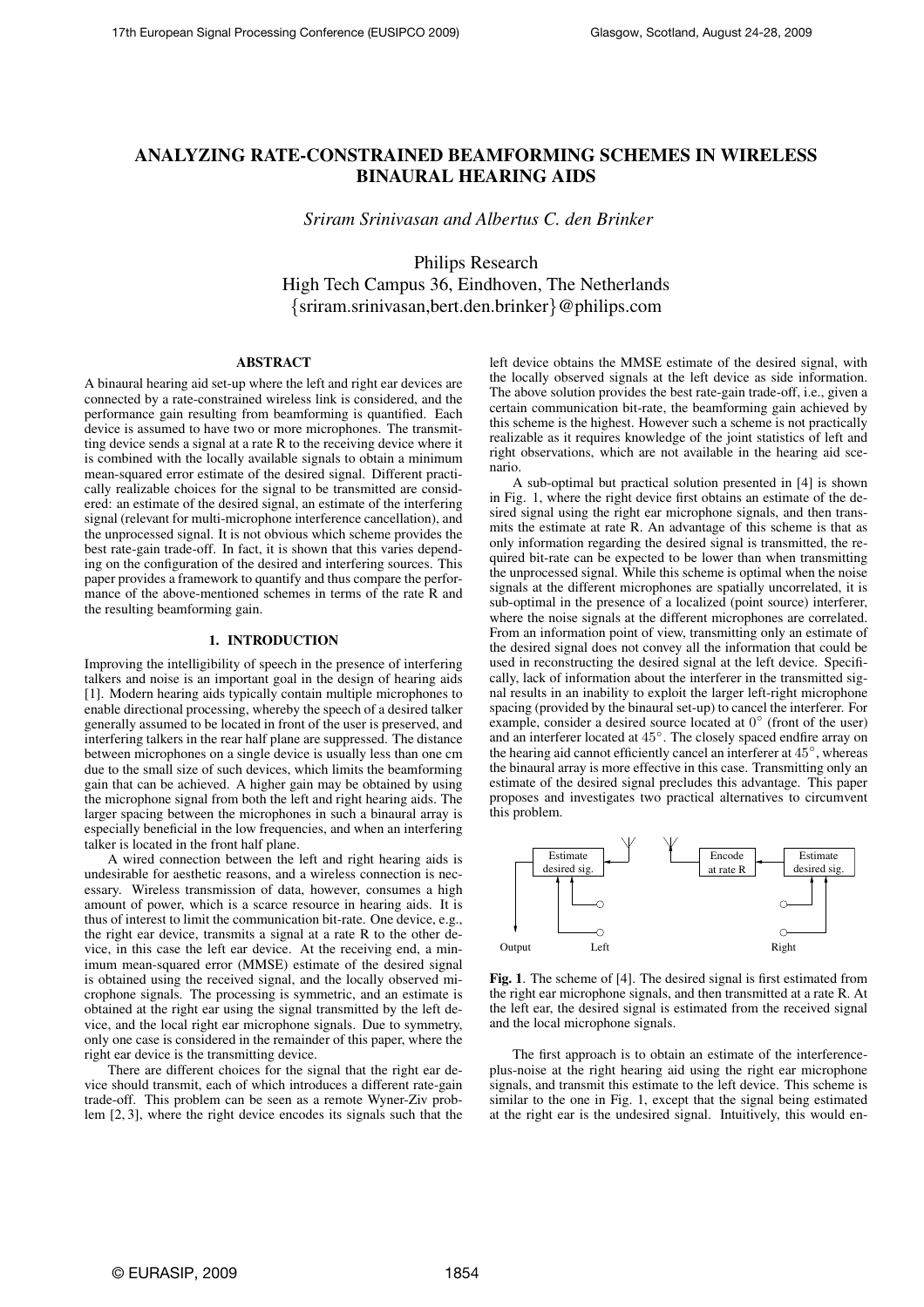# ANALYZING RATE-CONSTRAINED BEAMFORMING SCHEMES IN WIRELESS BINAURAL HEARING AIDS

*Sriram Srinivasan and Albertus C. den Brinker*

Philips Research
High Tech Campus 36, Eindhoven, The Netherlands
{sriram.srinivasan,bert.den.brinker}@philips.com

## ABSTRACT

A binaural hearing aid set-up where the left and right ear devices are connected by a rate-constrained wireless link is considered, and the performance gain resulting from beamforming is quantified. Each device is assumed to have two or more microphones. The transmitting device sends a signal at a rate R to the receiving device where it is combined with the locally available signals to obtain a minimum mean-squared error estimate of the desired signal. Different practically realizable choices for the signal to be transmitted are considered: an estimate of the desired signal, an estimate of the interfering signal (relevant for multi-microphone interference cancellation), and the unprocessed signal. It is not obvious which scheme provides the best rate-gain trade-off. In fact, it is shown that this varies depending on the configuration of the desired and interfering sources. This paper provides a framework to quantify and thus compare the performance of the above-mentioned schemes in terms of the rate R and the resulting beamforming gain.

## 1. INTRODUCTION

Improving the intelligibility of speech in the presence of interfering talkers and noise is an important goal in the design of hearing aids [1]. Modern hearing aids typically contain multiple microphones to enable directional processing, whereby the speech of a desired talker generally assumed to be located in front of the user is preserved, and interfering talkers in the rear half plane are suppressed. The distance between microphones on a single device is usually less than one cm due to the small size of such devices, which limits the beamforming gain that can be achieved. A higher gain may be obtained by using the microphone signal from both the left and right hearing aids. The larger spacing between the microphones in such a binaural array is especially beneficial in the low frequencies, and when an interfering talker is located in the front half plane.

A wired connection between the left and right hearing aids is undesirable for aesthetic reasons, and a wireless connection is necessary. Wireless transmission of data, however, consumes a high amount of power, which is a scarce resource in hearing aids. It is thus of interest to limit the communication bit-rate. One device, e.g., the right ear device, transmits a signal at a rate R to the other device, in this case the left ear device. At the receiving end, a minimum mean-squared error (MMSE) estimate of the desired signal is obtained using the received signal, and the locally observed microphone signals. The processing is symmetric, and an estimate is obtained at the right ear using the signal transmitted by the left device, and the local right ear microphone signals. Due to symmetry, only one case is considered in the remainder of this paper, where the right ear device is the transmitting device.

There are different choices for the signal that the right ear device should transmit, each of which introduces a different rate-gain trade-off. This problem can be seen as a remote Wyner-Ziv problem [2, 3], where the right device encodes its signals such that the left device obtains the MMSE estimate of the desired signal, with the locally observed signals at the left device as side information. The above solution provides the best rate-gain trade-off, i.e., given a certain communication bit-rate, the beamforming gain achieved by this scheme is the highest. However such a scheme is not practically realizable as it requires knowledge of the joint statistics of left and right observations, which are not available in the hearing aid scenario.

A sub-optimal but practical solution presented in [4] is shown in Fig. 1, where the right device first obtains an estimate of the desired signal using the right ear microphone signals, and then transmits the estimate at rate R. An advantage of this scheme is that as only information regarding the desired signal is transmitted, the required bit-rate can be expected to be lower than when transmitting the unprocessed signal. While this scheme is optimal when the noise signals at the different microphones are spatially uncorrelated, it is sub-optimal in the presence of a localized (point source) interferer, where the noise signals at the different microphones are correlated. From an information point of view, transmitting only an estimate of the desired signal does not convey all the information that could be used in reconstructing the desired signal at the left device. Specifically, lack of information about the interferer in the transmitted signal results in an inability to exploit the larger left-right microphone spacing (provided by the binaural set-up) to cancel the interferer. For example, consider a desired source located at $0^\circ$ (front of the user) and an interferer located at $45^\circ$. The closely spaced endfire array on the hearing aid cannot efficiently cancel an interferer at $45^\circ$, whereas the binaural array is more effective in this case. Transmitting only an estimate of the desired signal precludes this advantage. This paper proposes and investigates two practical alternatives to circumvent this problem.

**Fig. 1**. The scheme of [4]. The desired signal is first estimated from the right ear microphone signals, and then transmitted at a rate R. At the left ear, the desired signal is estimated from the received signal and the local microphone signals.

The first approach is to obtain an estimate of the interference-plus-noise at the right hearing aid using the right ear microphone signals, and transmit this estimate to the left device. This scheme is similar to the one in Fig. 1, except that the signal being estimated at the right ear is the undesired signal. Intuitively, this would en-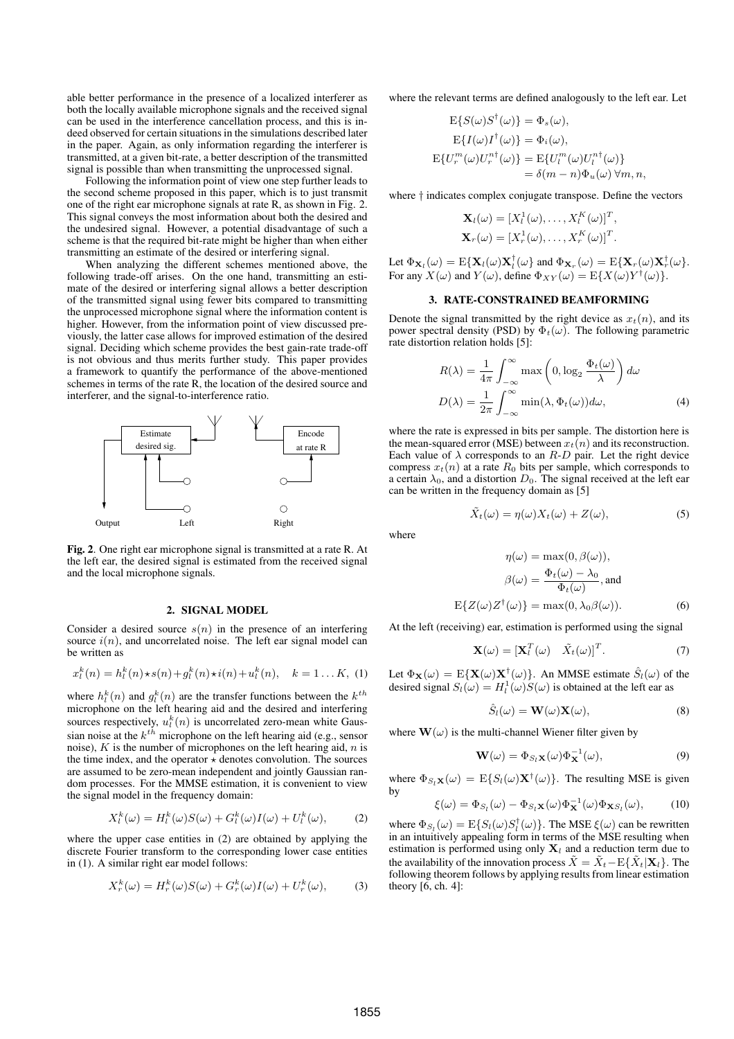able better performance in the presence of a localized interferer as both the locally available microphone signals and the received signal can be used in the interference cancellation process, and this is indeed observed for certain situations in the simulations described later in the paper. Again, as only information regarding the interferer is transmitted, at a given bit-rate, a better description of the transmitted signal is possible than when transmitting the unprocessed signal.

Following the information point of view one step further leads to the second scheme proposed in this paper, which is to just transmit one of the right ear microphone signals at rate R, as shown in Fig. 2. This signal conveys the most information about both the desired and the undesired signal. However, a potential disadvantage of such a scheme is that the required bit-rate might be higher than when either transmitting an estimate of the desired or interfering signal.

When analyzing the different schemes mentioned above, the following trade-off arises. On the one hand, transmitting an estimate of the desired or interfering signal allows a better description of the transmitted signal using fewer bits compared to transmitting the unprocessed microphone signal where the information content is higher. However, from the information point of view discussed previously, the latter case allows for improved estimation of the desired signal. Deciding which scheme provides the best gain-rate trade-off is not obvious and thus merits further study. This paper provides a framework to quantify the performance of the above-mentioned schemes in terms of the rate R, the location of the desired source and interferer, and the signal-to-interference ratio.

**Fig. 2**. One right ear microphone signal is transmitted at a rate R. At the left ear, the desired signal is estimated from the received signal and the local microphone signals.

## 2. SIGNAL MODEL

Consider a desired source $s(n)$ in the presence of an interfering source $i(n)$, and uncorrelated noise. The left ear signal model can be written as

$$x_l^k(n) = h_l^k(n) \star s(n) + g_l^k(n) \star i(n) + u_l^k(n), \quad k = 1 \ldots K, \quad (1)$$

where $h_l^k(n)$ and $g_l^k(n)$ are the transfer functions between the $k^{th}$ microphone on the left hearing aid and the desired and interfering sources respectively, $u_l^k(n)$ is uncorrelated zero-mean white Gaussian noise at the $k^{th}$ microphone on the left hearing aid (e.g., sensor noise), $K$ is the number of microphones on the left hearing aid, $n$ is the time index, and the operator $\star$ denotes convolution. The sources are assumed to be zero-mean independent and jointly Gaussian random processes. For the MMSE estimation, it is convenient to view the signal model in the frequency domain:

$$X_l^k(\omega) = H_l^k(\omega)S(\omega) + G_l^k(\omega)I(\omega) + U_l^k(\omega), \quad (2)$$

where the upper case entities in (2) are obtained by applying the discrete Fourier transform to the corresponding lower case entities in (1). A similar right ear model follows:

$$X_r^k(\omega) = H_r^k(\omega)S(\omega) + G_r^k(\omega)I(\omega) + U_r^k(\omega), \quad (3)$$

where the relevant terms are defined analogously to the left ear. Let

$$\begin{aligned}
\mathrm{E}\{S(\omega)S^\dagger(\omega)\} &= \Phi_s(\omega), \\
\mathrm{E}\{I(\omega)I^\dagger(\omega)\} &= \Phi_i(\omega), \\
\mathrm{E}\{U_r^m(\omega)U_r^{n\dagger}(\omega)\} &= \mathrm{E}\{U_l^m(\omega)U_l^{n\dagger}(\omega)\} \\
&= \delta(m-n)\Phi_u(\omega)\, \forall m, n,
\end{aligned}$$

where $\dagger$ indicates complex conjugate transpose. Define the vectors

$$\begin{aligned}
\mathbf{X}_l(\omega) &= [X_l^1(\omega), \ldots, X_l^K(\omega)]^T, \\
\mathbf{X}_r(\omega) &= [X_r^1(\omega), \ldots, X_r^K(\omega)]^T.
\end{aligned}$$

Let $\Phi_{\mathbf{X}_l}(\omega) = \mathrm{E}\{\mathbf{X}_l(\omega)\mathbf{X}_l^\dagger(\omega)\}$ and $\Phi_{\mathbf{X}_r}(\omega) = \mathrm{E}\{\mathbf{X}_r(\omega)\mathbf{X}_r^\dagger(\omega)\}$. For any $X(\omega)$ and $Y(\omega)$, define $\Phi_{XY}(\omega) = \mathrm{E}\{X(\omega)Y^\dagger(\omega)\}$.

## 3. RATE-CONSTRAINED BEAMFORMING

Denote the signal transmitted by the right device as $x_t(n)$, and its power spectral density (PSD) by $\Phi_t(\omega)$. The following parametric rate distortion relation holds [5]:

$$\begin{aligned}
R(\lambda) &= \frac{1}{4\pi}\int_{-\infty}^{\infty} \max\left(0, \log_2 \frac{\Phi_t(\omega)}{\lambda}\right) d\omega \\
D(\lambda) &= \frac{1}{2\pi}\int_{-\infty}^{\infty} \min(\lambda, \Phi_t(\omega)) d\omega,
\end{aligned} \quad (4)$$

where the rate is expressed in bits per sample. The distortion here is the mean-squared error (MSE) between $x_t(n)$ and its reconstruction. Each value of $\lambda$ corresponds to an $R$-$D$ pair. Let the right device compress $x_t(n)$ at a rate $R_0$ bits per sample, which corresponds to a certain $\lambda_0$, and a distortion $D_0$. The signal received at the left ear can be written in the frequency domain as [5]

$$\tilde{X}_t(\omega) = \eta(\omega)X_t(\omega) + Z(\omega), \quad (5)$$

where

$$\begin{aligned}
\eta(\omega) &= \max(0, \beta(\omega)), \\
\beta(\omega) &= \frac{\Phi_t(\omega) - \lambda_0}{\Phi_t(\omega)}, \text{and} \\
\mathrm{E}\{Z(\omega)Z^\dagger(\omega)\} &= \max(0, \lambda_0\beta(\omega)).
\end{aligned} \quad (6)$$

At the left (receiving) ear, estimation is performed using the signal

$$\mathbf{X}(\omega) = [\mathbf{X}_l^T(\omega) \quad \tilde{X}_t(\omega)]^T. \quad (7)$$

Let $\Phi_{\mathbf{X}}(\omega) = \mathrm{E}\{\mathbf{X}(\omega)\mathbf{X}^\dagger(\omega)\}$. An MMSE estimate $\hat{S}_l(\omega)$ of the desired signal $S_l(\omega) = H_l^1(\omega)S(\omega)$ is obtained at the left ear as

$$\hat{S}_l(\omega) = \mathbf{W}(\omega)\mathbf{X}(\omega), \quad (8)$$

where $\mathbf{W}(\omega)$ is the multi-channel Wiener filter given by

$$\mathbf{W}(\omega) = \Phi_{S_l\mathbf{X}}(\omega)\Phi_{\mathbf{X}}^{-1}(\omega), \quad (9)$$

where $\Phi_{S_l\mathbf{X}}(\omega) = \mathrm{E}\{S_l(\omega)\mathbf{X}^\dagger(\omega)\}$. The resulting MSE is given by

$$\xi(\omega) = \Phi_{S_l}(\omega) - \Phi_{S_l\mathbf{X}}(\omega)\Phi_{\mathbf{X}}^{-1}(\omega)\Phi_{\mathbf{X}S_l}(\omega), \quad (10)$$

where $\Phi_{S_l}(\omega) = \mathrm{E}\{S_l(\omega)S_l^\dagger(\omega)\}$. The MSE $\xi(\omega)$ can be rewritten in an intuitively appealing form in terms of the MSE resulting when estimation is performed using only $\mathbf{X}_l$ and a reduction term due to the availability of the innovation process $\tilde{X} = \tilde{X}_t - \mathrm{E}\{\tilde{X}_t|\mathbf{X}_l\}$. The following theorem follows by applying results from linear estimation theory [6, ch. 4]: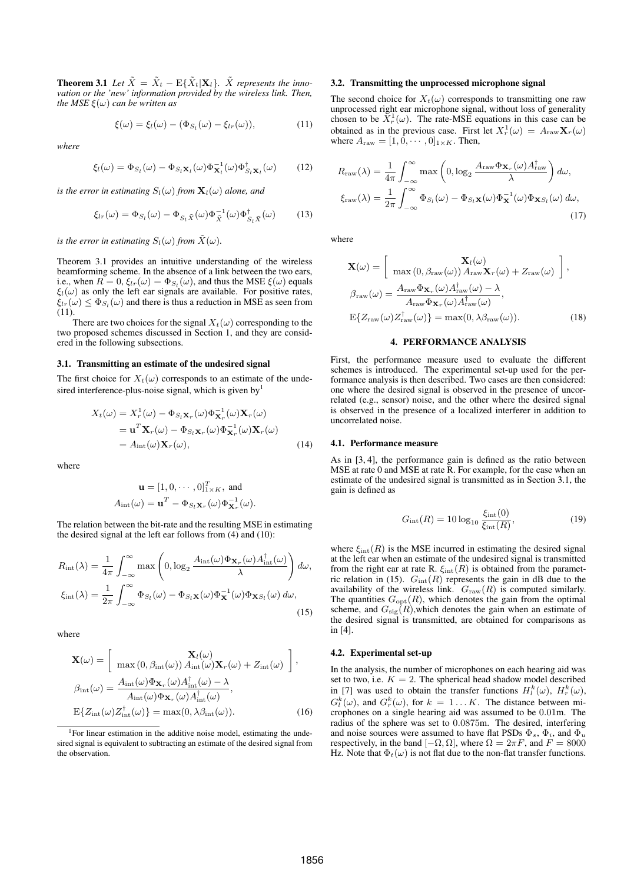**Theorem 3.1** *Let $\tilde{X} = \tilde{X}_t - \mathrm{E}\{\tilde{X}_t|\mathbf{X}_l\}$. $\tilde{X}$ represents the innovation or the 'new' information provided by the wireless link. Then, the MSE $\xi(\omega)$ can be written as*

$$\xi(\omega) = \xi_l(\omega) - (\Phi_{S_l}(\omega) - \xi_{lr}(\omega)), \tag{11}$$

*where*

$$\xi_l(\omega) = \Phi_{S_l}(\omega) - \Phi_{S_l\mathbf{X}_l}(\omega)\Phi_{\mathbf{X}_l}^{-1}(\omega)\Phi_{S_l\mathbf{X}_l}^{\dagger}(\omega) \tag{12}$$

*is the error in estimating $S_l(\omega)$ from $\mathbf{X}_l(\omega)$ alone, and*

$$\xi_{lr}(\omega) = \Phi_{S_l}(\omega) - \Phi_{S_l\tilde{X}}(\omega)\Phi_{\tilde{X}}^{-1}(\omega)\Phi_{S_l\tilde{X}}^{\dagger}(\omega) \tag{13}$$

*is the error in estimating $S_l(\omega)$ from $\tilde{X}(\omega)$.*

Theorem 3.1 provides an intuitive understanding of the wireless beamforming scheme. In the absence of a link between the two ears, i.e., when $R = 0$, $\xi_{lr}(\omega) = \Phi_{S_l}(\omega)$, and thus the MSE $\xi(\omega)$ equals $\xi_l(\omega)$ as only the left ear signals are available. For positive rates, $\xi_{lr}(\omega) \leq \Phi_{S_l}(\omega)$ and there is thus a reduction in MSE as seen from (11).

There are two choices for the signal $X_t(\omega)$ corresponding to the two proposed schemes discussed in Section 1, and they are considered in the following subsections.

### 3.1. Transmitting an estimate of the undesired signal

The first choice for $X_t(\omega)$ corresponds to an estimate of the undesired interference-plus-noise signal, which is given by[1]

$$\begin{aligned}
X_t(\omega) &= X_r^1(\omega) - \Phi_{S_l\mathbf{X}_r}(\omega)\Phi_{\mathbf{X}_r}^{-1}(\omega)\mathbf{X}_r(\omega) \\
&= \mathbf{u}^T\mathbf{X}_r(\omega) - \Phi_{S_l\mathbf{X}_r}(\omega)\Phi_{\mathbf{X}_r}^{-1}(\omega)\mathbf{X}_r(\omega) \\
&= A_{\mathrm{int}}(\omega)\mathbf{X}_r(\omega),
\end{aligned} \tag{14}$$

where

$$\mathbf{u} = [1, 0, \cdots, 0]_{1\times K}^T, \text{ and}$$
$$A_{\mathrm{int}}(\omega) = \mathbf{u}^T - \Phi_{S_l\mathbf{X}_r}(\omega)\Phi_{\mathbf{X}_r}^{-1}(\omega).$$

The relation between the bit-rate and the resulting MSE in estimating the desired signal at the left ear follows from (4) and (10):

$$\begin{aligned}
R_{\mathrm{int}}(\lambda) &= \frac{1}{4\pi}\int_{-\infty}^{\infty} \max\left(0, \log_2 \frac{A_{\mathrm{int}}(\omega)\Phi_{\mathbf{X}_r}(\omega)A_{\mathrm{int}}^{\dagger}(\omega)}{\lambda}\right) d\omega, \\
\xi_{\mathrm{int}}(\lambda) &= \frac{1}{2\pi}\int_{-\infty}^{\infty} \Phi_{S_l}(\omega) - \Phi_{S_l\mathbf{X}}(\omega)\Phi_{\mathbf{X}}^{-1}(\omega)\Phi_{\mathbf{X}S_l}(\omega)\, d\omega,
\end{aligned} \tag{15}$$

where

$$\begin{aligned}
\mathbf{X}(\omega) &= \begin{bmatrix} \mathbf{X}_l(\omega) \\ \max(0, \beta_{\mathrm{int}}(\omega))\, A_{\mathrm{int}}(\omega)\mathbf{X}_r(\omega) + Z_{\mathrm{int}}(\omega) \end{bmatrix}, \\
\beta_{\mathrm{int}}(\omega) &= \frac{A_{\mathrm{int}}(\omega)\Phi_{\mathbf{X}_r}(\omega)A_{\mathrm{int}}^{\dagger}(\omega) - \lambda}{A_{\mathrm{int}}(\omega)\Phi_{\mathbf{X}_r}(\omega)A_{\mathrm{int}}^{\dagger}(\omega)}, \\
\mathrm{E}\{Z_{\mathrm{int}}(\omega)Z_{\mathrm{int}}^{\dagger}(\omega)\} &= \max(0, \lambda\beta_{\mathrm{int}}(\omega)).
\end{aligned} \tag{16}$$

[1] For linear estimation in the additive noise model, estimating the undesired signal is equivalent to subtracting an estimate of the desired signal from the observation.

### 3.2. Transmitting the unprocessed microphone signal

The second choice for $X_t(\omega)$ corresponds to transmitting one raw unprocessed right ear microphone signal, without loss of generality chosen to be $X_r^1(\omega)$. The rate-MSE equations in this case can be obtained as in the previous case. First let $X_r^1(\omega) = A_{\mathrm{raw}}\mathbf{X}_r(\omega)$ where $A_{\mathrm{raw}} = [1, 0, \cdots, 0]_{1\times K}$. Then,

$$\begin{aligned}
R_{\mathrm{raw}}(\lambda) &= \frac{1}{4\pi}\int_{-\infty}^{\infty} \max\left(0, \log_2 \frac{A_{\mathrm{raw}}\Phi_{\mathbf{X}_r}(\omega)A_{\mathrm{raw}}^{\dagger}}{\lambda}\right) d\omega, \\
\xi_{\mathrm{raw}}(\lambda) &= \frac{1}{2\pi}\int_{-\infty}^{\infty} \Phi_{S_l}(\omega) - \Phi_{S_l\mathbf{X}}(\omega)\Phi_{\mathbf{X}}^{-1}(\omega)\Phi_{\mathbf{X}S_l}(\omega)\, d\omega,
\end{aligned} \tag{17}$$

where

$$\begin{aligned}
\mathbf{X}(\omega) &= \begin{bmatrix} \mathbf{X}_l(\omega) \\ \max(0, \beta_{\mathrm{raw}}(\omega))\, A_{\mathrm{raw}}\mathbf{X}_r(\omega) + Z_{\mathrm{raw}}(\omega) \end{bmatrix}, \\
\beta_{\mathrm{raw}}(\omega) &= \frac{A_{\mathrm{raw}}\Phi_{\mathbf{X}_r}(\omega)A_{\mathrm{raw}}^{\dagger}(\omega) - \lambda}{A_{\mathrm{raw}}\Phi_{\mathbf{X}_r}(\omega)A_{\mathrm{raw}}^{\dagger}(\omega)}, \\
\mathrm{E}\{Z_{\mathrm{raw}}(\omega)Z_{\mathrm{raw}}^{\dagger}(\omega)\} &= \max(0, \lambda\beta_{\mathrm{raw}}(\omega)).
\end{aligned} \tag{18}$$

## 4. PERFORMANCE ANALYSIS

First, the performance measure used to evaluate the different schemes is introduced. The experimental set-up used for the performance analysis is then described. Two cases are then considered: one where the desired signal is observed in the presence of uncorrelated (e.g., sensor) noise, and the other where the desired signal is observed in the presence of a localized interferer in addition to uncorrelated noise.

### 4.1. Performance measure

As in [3, 4], the performance gain is defined as the ratio between MSE at rate 0 and MSE at rate R. For example, for the case when an estimate of the undesired signal is transmitted as in Section 3.1, the gain is defined as

$$G_{\mathrm{int}}(R) = 10\log_{10}\frac{\xi_{\mathrm{int}}(0)}{\xi_{\mathrm{int}}(R)}, \tag{19}$$

where $\xi_{\mathrm{int}}(R)$ is the MSE incurred in estimating the desired signal at the left ear when an estimate of the undesired signal is transmitted from the right ear at rate R. $\xi_{\mathrm{int}}(R)$ is obtained from the parametric relation in (15). $G_{\mathrm{int}}(R)$ represents the gain in dB due to the availability of the wireless link. $G_{\mathrm{raw}}(R)$ is computed similarly. The quantities $G_{\mathrm{opt}}(R)$, which denotes the gain from the optimal scheme, and $G_{\mathrm{sig}}(R)$, which denotes the gain when an estimate of the desired signal is transmitted, are obtained for comparisons as in [4].

### 4.2. Experimental set-up

In the analysis, the number of microphones on each hearing aid was set to two, i.e. $K = 2$. The spherical head shadow model described in [7] was used to obtain the transfer functions $H_l^k(\omega)$, $H_r^k(\omega)$, $G_l^k(\omega)$, and $G_r^k(\omega)$, for $k = 1 \ldots K$. The distance between microphones on a single hearing aid was assumed to be 0.01m. The radius of the sphere was set to 0.0875m. The desired, interfering and noise sources were assumed to have flat PSDs $\Phi_s$, $\Phi_i$, and $\Phi_u$ respectively, in the band $[-\Omega, \Omega]$, where $\Omega = 2\pi F$, and $F = 8000$ Hz. Note that $\Phi_t(\omega)$ is not flat due to the non-flat transfer functions.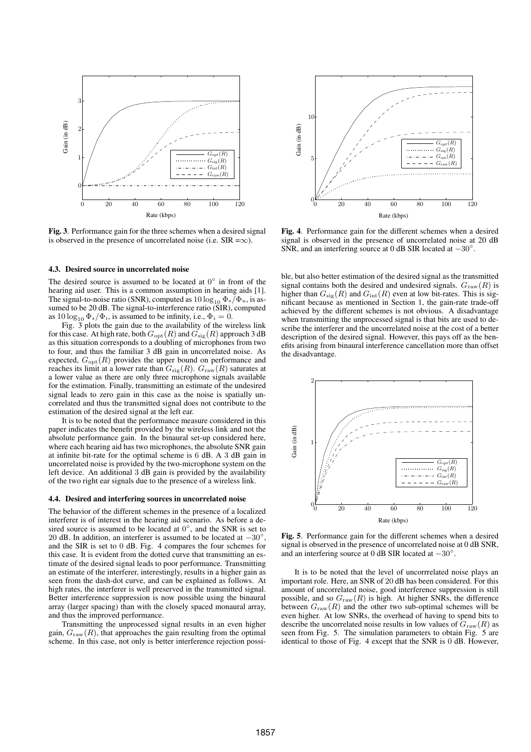**Fig. 3**. Performance gain for the three schemes when a desired signal is observed in the presence of uncorrelated noise (i.e. SIR $=\infty$).

**Fig. 4**. Performance gain for the different schemes when a desired signal is observed in the presence of uncorrelated noise at 20 dB SNR, and an interfering source at 0 dB SIR located at $-30^\circ$.

### 4.3. Desired source in uncorrelated noise

The desired source is assumed to be located at $0^\circ$ in front of the hearing aid user. This is a common assumption in hearing aids [1]. The signal-to-noise ratio (SNR), computed as $10\log_{10}\Phi_s/\Phi_u$, is assumed to be 20 dB. The signal-to-interference ratio (SIR), computed as $10\log_{10}\Phi_s/\Phi_i$, is assumed to be infinity, i.e., $\Phi_i = 0$.

Fig. 3 plots the gain due to the availability of the wireless link for this case. At high rate, both $G_{\rm opt}(R)$ and $G_{\rm sig}(R)$ approach 3 dB as this situation corresponds to a doubling of microphones from two to four, and thus the familiar 3 dB gain in uncorrelated noise. As expected, $G_{\rm opt}(R)$ provides the upper bound on performance and reaches its limit at a lower rate than $G_{\rm sig}(R)$. $G_{\rm raw}(R)$ saturates at a lower value as there are only three microphone signals available for the estimation. Finally, transmitting an estimate of the undesired signal leads to zero gain in this case as the noise is spatially uncorrelated and thus the transmitted signal does not contribute to the estimation of the desired signal at the left ear.

It is to be noted that the performance measure considered in this paper indicates the benefit provided by the wireless link and not the absolute performance gain. In the binaural set-up considered here, where each hearing aid has two microphones, the absolute SNR gain at infinite bit-rate for the optimal scheme is 6 dB. A 3 dB gain in uncorrelated noise is provided by the two-microphone system on the left device. An additional 3 dB gain is provided by the availability of the two right ear signals due to the presence of a wireless link.

### 4.4. Desired and interfering sources in uncorrelated noise

The behavior of the different schemes in the presence of a localized interferer is of interest in the hearing aid scenario. As before a desired source is assumed to be located at $0^\circ$, and the SNR is set to 20 dB. In addition, an interferer is assumed to be located at $-30^\circ$, and the SIR is set to 0 dB. Fig. 4 compares the four schemes for this case. It is evident from the dotted curve that transmitting an estimate of the desired signal leads to poor performance. Transmitting an estimate of the interferer, interestingly, results in a higher gain as seen from the dash-dot curve, and can be explained as follows. At high rates, the interferer is well preserved in the transmitted signal. Better interference suppression is now possible using the binaural array (larger spacing) than with the closely spaced monaural array, and thus the improved performance.

Transmitting the unprocessed signal results in an even higher gain, $G_{\rm raw}(R)$, that approaches the gain resulting from the optimal scheme. In this case, not only is better interference rejection possible, but also better estimation of the desired signal as the transmitted signal contains both the desired and undesired signals. $G_{\rm raw}(R)$ is higher than $G_{\rm sig}(R)$ and $G_{\rm int}(R)$ even at low bit-rates. This is significant because as mentioned in Section 1, the gain-rate trade-off achieved by the different schemes is not obvious. A disadvantage when transmitting the unprocessed signal is that bits are used to describe the interferer and the uncorrelated noise at the cost of a better description of the desired signal. However, this pays off as the benefits arising from binaural interference cancellation more than offset the disadvantage.

**Fig. 5**. Performance gain for the different schemes when a desired signal is observed in the presence of uncorrelated noise at 0 dB SNR, and an interfering source at 0 dB SIR located at $-30^\circ$.

It is to be noted that the level of uncorrrelated noise plays an important role. Here, an SNR of 20 dB has been considered. For this amount of uncorrelated noise, good interference suppression is still possible, and so $G_{\rm raw}(R)$ is high. At higher SNRs, the difference between $G_{\rm raw}(R)$ and the other two sub-optimal schemes will be even higher. At low SNRs, the overhead of having to spend bits to describe the uncorrelated noise results in low values of $G_{\rm raw}(R)$ as seen from Fig. 5. The simulation parameters to obtain Fig. 5 are identical to those of Fig. 4 except that the SNR is 0 dB. However,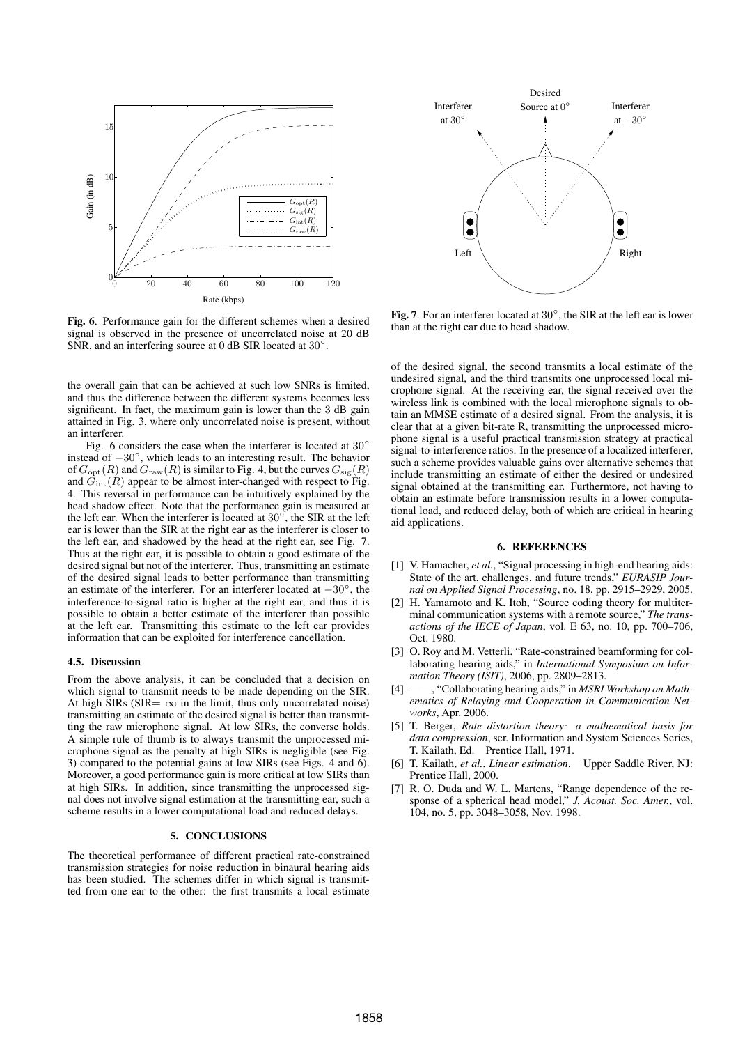15

10

5

0

Gain (in dB)

0 20 40 60 80 100 120

Rate (kbps)

$G_{\rm opt}(R)$
$G_{\rm sig}(R)$
$G_{\rm int}(R)$
$G_{\rm raw}(R)$

**Fig. 6**. Performance gain for the different schemes when a desired signal is observed in the presence of uncorrelated noise at 20 dB SNR, and an interfering source at 0 dB SIR located at $30^\circ$.

the overall gain that can be achieved at such low SNRs is limited, and thus the difference between the different systems becomes less significant. In fact, the maximum gain is lower than the 3 dB gain attained in Fig. 3, where only uncorrelated noise is present, without an interferer.

Fig. 6 considers the case when the interferer is located at $30^\circ$ instead of $-30^\circ$, which leads to an interesting result. The behavior of $G_{\rm opt}(R)$ and $G_{\rm raw}(R)$ is similar to Fig. 4, but the curves $G_{\rm sig}(R)$ and $G_{\rm int}(R)$ appear to be almost inter-changed with respect to Fig. 4. This reversal in performance can be intuitively explained by the head shadow effect. Note that the performance gain is measured at the left ear. When the interferer is located at $30^\circ$, the SIR at the left ear is lower than the SIR at the right ear as the interferer is closer to the left ear, and shadowed by the head at the right ear, see Fig. 7. Thus at the right ear, it is possible to obtain a good estimate of the desired signal but not of the interferer. Thus, transmitting an estimate of the desired signal leads to better performance than transmitting an estimate of the interferer. For an interferer located at $-30^\circ$, the interference-to-signal ratio is higher at the right ear, and thus it is possible to obtain a better estimate of the interferer than possible at the left ear. Transmitting this estimate to the left ear provides information that can be exploited for interference cancellation.

### 4.5. Discussion

From the above analysis, it can be concluded that a decision on which signal to transmit needs to be made depending on the SIR. At high SIRs (SIR$=\infty$ in the limit, thus only uncorrelated noise) transmitting an estimate of the desired signal is better than transmitting the raw microphone signal. At low SIRs, the converse holds. A simple rule of thumb is to always transmit the unprocessed microphone signal as the penalty at high SIRs is negligible (see Fig. 3) compared to the potential gains at low SIRs (see Figs. 4 and 6). Moreover, a good performance gain is more critical at low SIRs than at high SIRs. In addition, since transmitting the unprocessed signal does not involve signal estimation at the transmitting ear, such a scheme results in a lower computational load and reduced delays.

## 5. CONCLUSIONS

The theoretical performance of different practical rate-constrained transmission strategies for noise reduction in binaural hearing aids has been studied. The schemes differ in which signal is transmitted from one ear to the other: the first transmits a local estimate of the desired signal, the second transmits a local estimate of the undesired signal, and the third transmits one unprocessed local microphone signal. At the receiving ear, the signal received over the wireless link is combined with the local microphone signals to obtain an MMSE estimate of a desired signal. From the analysis, it is clear that at a given bit-rate R, transmitting the unprocessed microphone signal is a useful practical transmission strategy at practical signal-to-interference ratios. In the presence of a localized interferer, such a scheme provides valuable gains over alternative schemes that include transmitting an estimate of either the desired or undesired signal obtained at the transmitting ear. Furthermore, not having to obtain an estimate before transmission results in a lower computational load, and reduced delay, both of which are critical in hearing aid applications.

Desired Source at $0^\circ$

Interferer at $30^\circ$

Interferer at $-30^\circ$

Left

Right

**Fig. 7**. For an interferer located at $30^\circ$, the SIR at the left ear is lower than at the right ear due to head shadow.

## 6. REFERENCES

[1] V. Hamacher, *et al.*, "Signal processing in high-end hearing aids: State of the art, challenges, and future trends," *EURASIP Journal on Applied Signal Processing*, no. 18, pp. 2915–2929, 2005.

[2] H. Yamamoto and K. Itoh, "Source coding theory for multiterminal communication systems with a remote source," *The transactions of the IECE of Japan*, vol. E 63, no. 10, pp. 700–706, Oct. 1980.

[3] O. Roy and M. Vetterli, "Rate-constrained beamforming for collaborating hearing aids," in *International Symposium on Information Theory (ISIT)*, 2006, pp. 2809–2813.

[4] ——, "Collaborating hearing aids," in *MSRI Workshop on Mathematics of Relaying and Cooperation in Communication Networks*, Apr. 2006.

[5] T. Berger, *Rate distortion theory: a mathematical basis for data compression*, ser. Information and System Sciences Series, T. Kailath, Ed. Prentice Hall, 1971.

[6] T. Kailath, *et al.*, *Linear estimation*. Upper Saddle River, NJ: Prentice Hall, 2000.

[7] R. O. Duda and W. L. Martens, "Range dependence of the response of a spherical head model," *J. Acoust. Soc. Amer.*, vol. 104, no. 5, pp. 3048–3058, Nov. 1998.